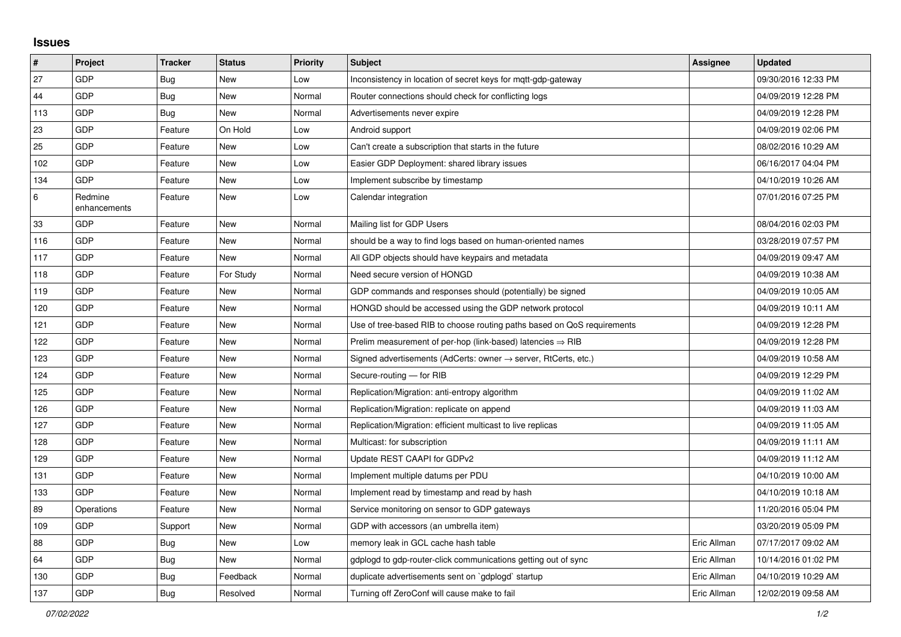## Issues

| # | Project | Tracker | Status | Priority | Subject | Assignee | Updated |
|---|---|---|---|---|---|---|---|
| 27 | GDP | Bug | New | Low | Inconsistency in location of secret keys for mqtt-gdp-gateway | | 09/30/2016 12:33 PM |
| 44 | GDP | Bug | New | Normal | Router connections should check for conflicting logs | | 04/09/2019 12:28 PM |
| 113 | GDP | Bug | New | Normal | Advertisements never expire | | 04/09/2019 12:28 PM |
| 23 | GDP | Feature | On Hold | Low | Android support | | 04/09/2019 02:06 PM |
| 25 | GDP | Feature | New | Low | Can't create a subscription that starts in the future | | 08/02/2016 10:29 AM |
| 102 | GDP | Feature | New | Low | Easier GDP Deployment: shared library issues | | 06/16/2017 04:04 PM |
| 134 | GDP | Feature | New | Low | Implement subscribe by timestamp | | 04/10/2019 10:26 AM |
| 6 | Redmine enhancements | Feature | New | Low | Calendar integration | | 07/01/2016 07:25 PM |
| 33 | GDP | Feature | New | Normal | Mailing list for GDP Users | | 08/04/2016 02:03 PM |
| 116 | GDP | Feature | New | Normal | should be a way to find logs based on human-oriented names | | 03/28/2019 07:57 PM |
| 117 | GDP | Feature | New | Normal | All GDP objects should have keypairs and metadata | | 04/09/2019 09:47 AM |
| 118 | GDP | Feature | For Study | Normal | Need secure version of HONGD | | 04/09/2019 10:38 AM |
| 119 | GDP | Feature | New | Normal | GDP commands and responses should (potentially) be signed | | 04/09/2019 10:05 AM |
| 120 | GDP | Feature | New | Normal | HONGD should be accessed using the GDP network protocol | | 04/09/2019 10:11 AM |
| 121 | GDP | Feature | New | Normal | Use of tree-based RIB to choose routing paths based on QoS requirements | | 04/09/2019 12:28 PM |
| 122 | GDP | Feature | New | Normal | Prelim measurement of per-hop (link-based) latencies ⇒ RIB | | 04/09/2019 12:28 PM |
| 123 | GDP | Feature | New | Normal | Signed advertisements (AdCerts: owner → server, RtCerts, etc.) | | 04/09/2019 10:58 AM |
| 124 | GDP | Feature | New | Normal | Secure-routing — for RIB | | 04/09/2019 12:29 PM |
| 125 | GDP | Feature | New | Normal | Replication/Migration: anti-entropy algorithm | | 04/09/2019 11:02 AM |
| 126 | GDP | Feature | New | Normal | Replication/Migration: replicate on append | | 04/09/2019 11:03 AM |
| 127 | GDP | Feature | New | Normal | Replication/Migration: efficient multicast to live replicas | | 04/09/2019 11:05 AM |
| 128 | GDP | Feature | New | Normal | Multicast: for subscription | | 04/09/2019 11:11 AM |
| 129 | GDP | Feature | New | Normal | Update REST CAAPI for GDPv2 | | 04/09/2019 11:12 AM |
| 131 | GDP | Feature | New | Normal | Implement multiple datums per PDU | | 04/10/2019 10:00 AM |
| 133 | GDP | Feature | New | Normal | Implement read by timestamp and read by hash | | 04/10/2019 10:18 AM |
| 89 | Operations | Feature | New | Normal | Service monitoring on sensor to GDP gateways | | 11/20/2016 05:04 PM |
| 109 | GDP | Support | New | Normal | GDP with accessors (an umbrella item) | | 03/20/2019 05:09 PM |
| 88 | GDP | Bug | New | Low | memory leak in GCL cache hash table | Eric Allman | 07/17/2017 09:02 AM |
| 64 | GDP | Bug | New | Normal | gdplogd to gdp-router-click communications getting out of sync | Eric Allman | 10/14/2016 01:02 PM |
| 130 | GDP | Bug | Feedback | Normal | duplicate advertisements sent on `gdplogd` startup | Eric Allman | 04/10/2019 10:29 AM |
| 137 | GDP | Bug | Resolved | Normal | Turning off ZeroConf will cause make to fail | Eric Allman | 12/02/2019 09:58 AM |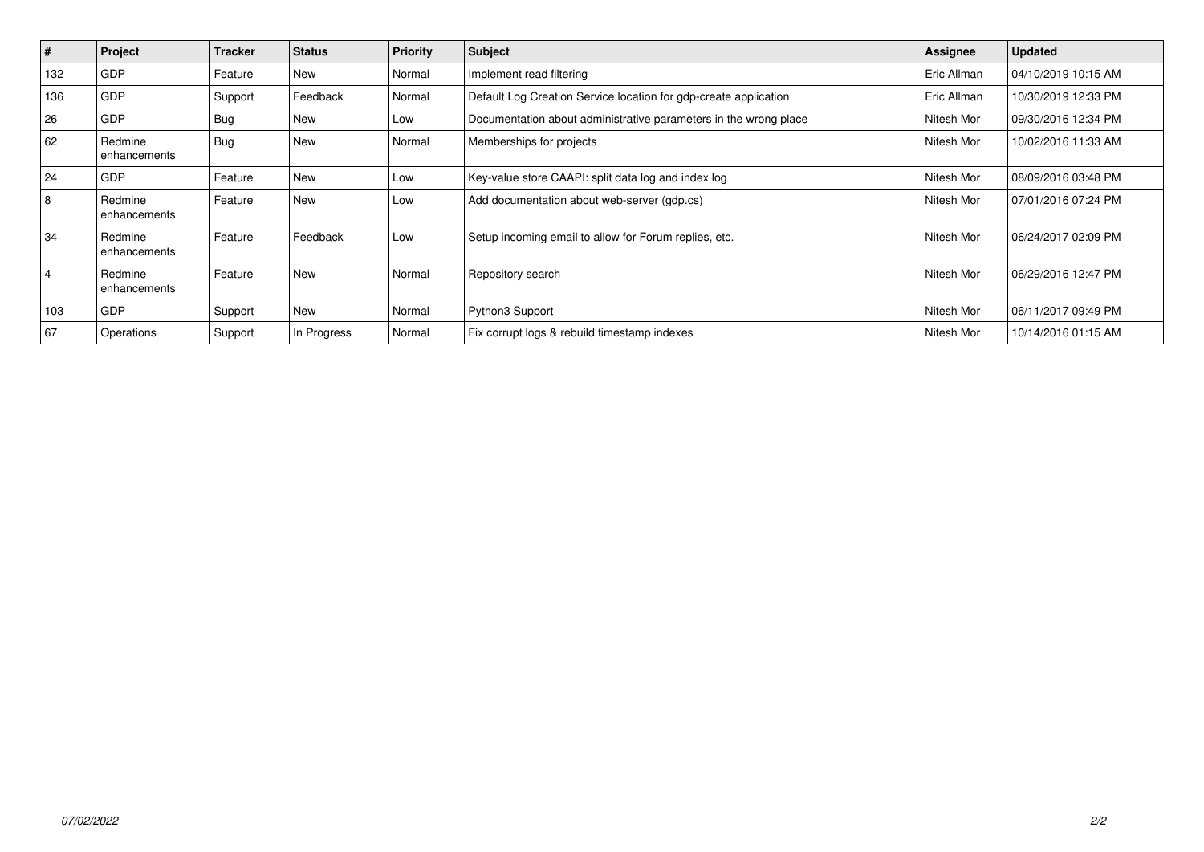| # | Project | Tracker | Status | Priority | Subject | Assignee | Updated |
|---|---|---|---|---|---|---|---|
| 132 | GDP | Feature | New | Normal | Implement read filtering | Eric Allman | 04/10/2019 10:15 AM |
| 136 | GDP | Support | Feedback | Normal | Default Log Creation Service location for gdp-create application | Eric Allman | 10/30/2019 12:33 PM |
| 26 | GDP | Bug | New | Low | Documentation about administrative parameters in the wrong place | Nitesh Mor | 09/30/2016 12:34 PM |
| 62 | Redmine enhancements | Bug | New | Normal | Memberships for projects | Nitesh Mor | 10/02/2016 11:33 AM |
| 24 | GDP | Feature | New | Low | Key-value store CAAPI: split data log and index log | Nitesh Mor | 08/09/2016 03:48 PM |
| 8 | Redmine enhancements | Feature | New | Low | Add documentation about web-server (gdp.cs) | Nitesh Mor | 07/01/2016 07:24 PM |
| 34 | Redmine enhancements | Feature | Feedback | Low | Setup incoming email to allow for Forum replies, etc. | Nitesh Mor | 06/24/2017 02:09 PM |
| 4 | Redmine enhancements | Feature | New | Normal | Repository search | Nitesh Mor | 06/29/2016 12:47 PM |
| 103 | GDP | Support | New | Normal | Python3 Support | Nitesh Mor | 06/11/2017 09:49 PM |
| 67 | Operations | Support | In Progress | Normal | Fix corrupt logs & rebuild timestamp indexes | Nitesh Mor | 10/14/2016 01:15 AM |